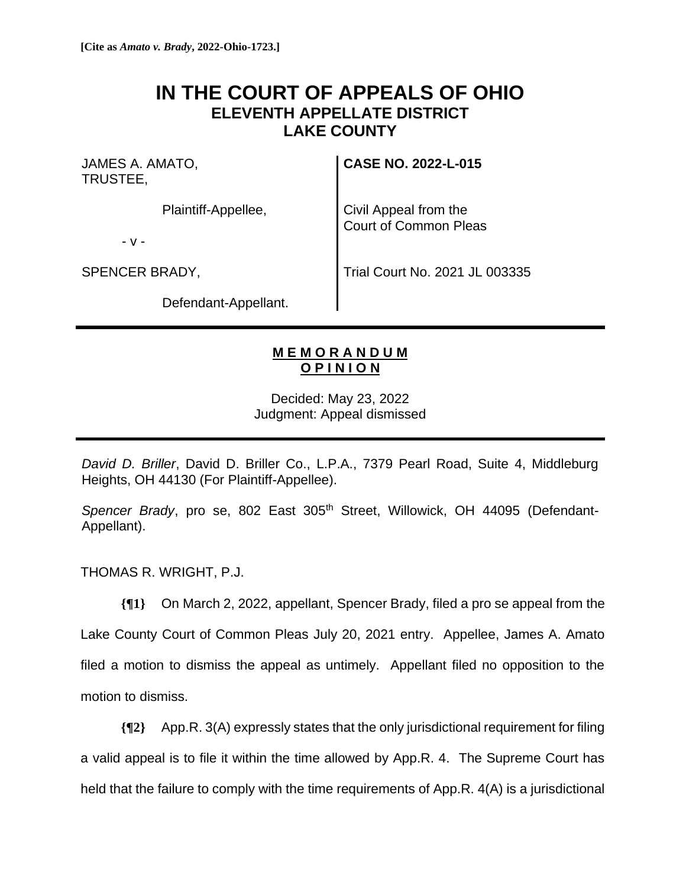**[Cite as *Amato v. Brady*, 2022-Ohio-1723.]**

# IN THE COURT OF APPEALS OF OHIO
## ELEVENTH APPELLATE DISTRICT
## LAKE COUNTY

| | |
|---|---|
| JAMES A. AMATO, TRUSTEE, | **CASE NO. 2022-L-015** |
| Plaintiff-Appellee, | Civil Appeal from the Court of Common Pleas |
| - v - | |
| SPENCER BRADY, | Trial Court No. 2021 JL 003335 |
| Defendant-Appellant. | |

**M E M O R A N D U M**
**O P I N I O N**

Decided: May 23, 2022
Judgment: Appeal dismissed

*David D. Briller*, David D. Briller Co., L.P.A., 7379 Pearl Road, Suite 4, Middleburg Heights, OH 44130 (For Plaintiff-Appellee).

*Spencer Brady*, pro se, 802 East 305th Street, Willowick, OH 44095 (Defendant-Appellant).

THOMAS R. WRIGHT, P.J.

**{¶1}** On March 2, 2022, appellant, Spencer Brady, filed a pro se appeal from the Lake County Court of Common Pleas July 20, 2021 entry. Appellee, James A. Amato filed a motion to dismiss the appeal as untimely. Appellant filed no opposition to the motion to dismiss.

**{¶2}** App.R. 3(A) expressly states that the only jurisdictional requirement for filing a valid appeal is to file it within the time allowed by App.R. 4. The Supreme Court has held that the failure to comply with the time requirements of App.R. 4(A) is a jurisdictional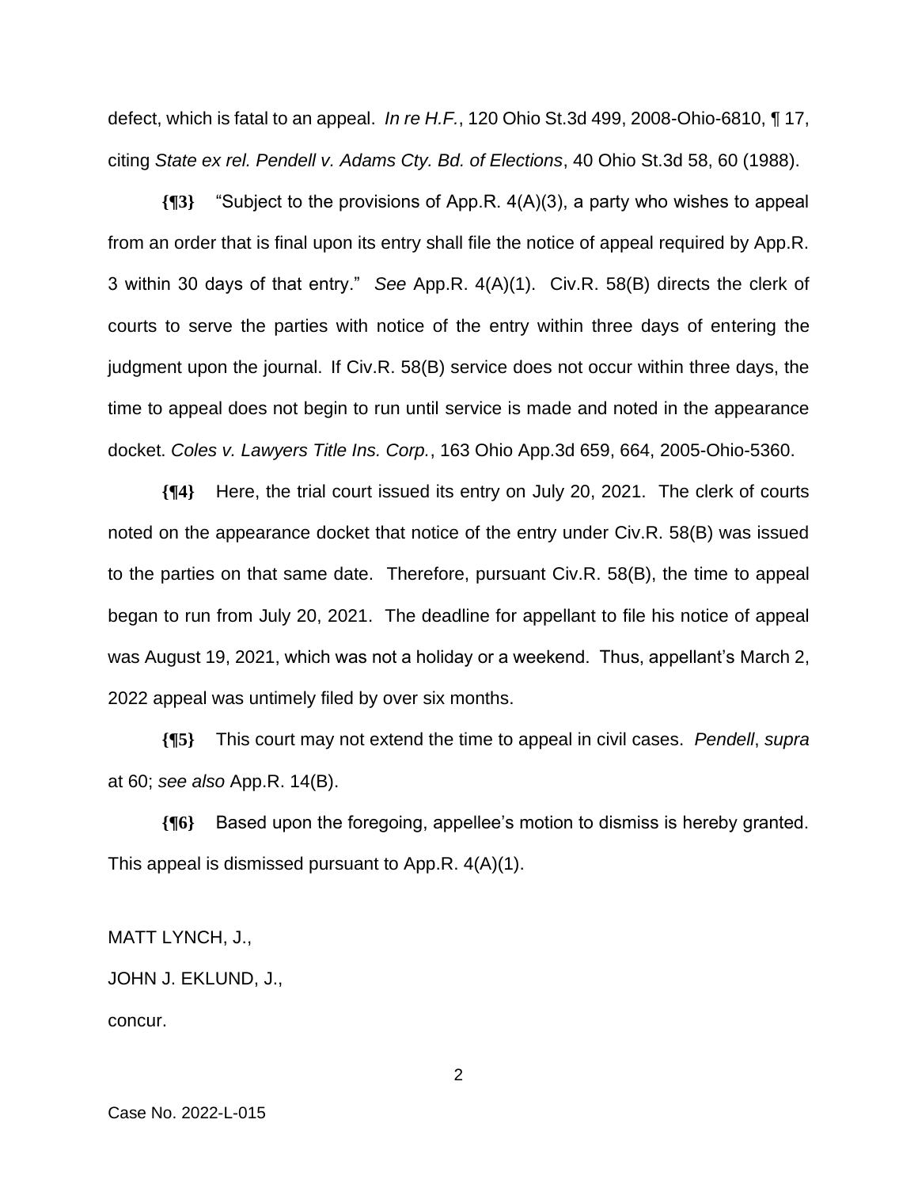defect, which is fatal to an appeal. *In re H.F.*, 120 Ohio St.3d 499, 2008-Ohio-6810, ¶ 17, citing *State ex rel. Pendell v. Adams Cty. Bd. of Elections*, 40 Ohio St.3d 58, 60 (1988).

**{¶3}** "Subject to the provisions of App.R. 4(A)(3), a party who wishes to appeal from an order that is final upon its entry shall file the notice of appeal required by App.R. 3 within 30 days of that entry." *See* App.R. 4(A)(1). Civ.R. 58(B) directs the clerk of courts to serve the parties with notice of the entry within three days of entering the judgment upon the journal. If Civ.R. 58(B) service does not occur within three days, the time to appeal does not begin to run until service is made and noted in the appearance docket. *Coles v. Lawyers Title Ins. Corp.*, 163 Ohio App.3d 659, 664, 2005-Ohio-5360.

**{¶4}** Here, the trial court issued its entry on July 20, 2021. The clerk of courts noted on the appearance docket that notice of the entry under Civ.R. 58(B) was issued to the parties on that same date. Therefore, pursuant Civ.R. 58(B), the time to appeal began to run from July 20, 2021. The deadline for appellant to file his notice of appeal was August 19, 2021, which was not a holiday or a weekend. Thus, appellant's March 2, 2022 appeal was untimely filed by over six months.

**{¶5}** This court may not extend the time to appeal in civil cases. *Pendell*, *supra* at 60; *see also* App.R. 14(B).

**{¶6}** Based upon the foregoing, appellee's motion to dismiss is hereby granted. This appeal is dismissed pursuant to App.R. 4(A)(1).

MATT LYNCH, J.,

JOHN J. EKLUND, J.,

concur.